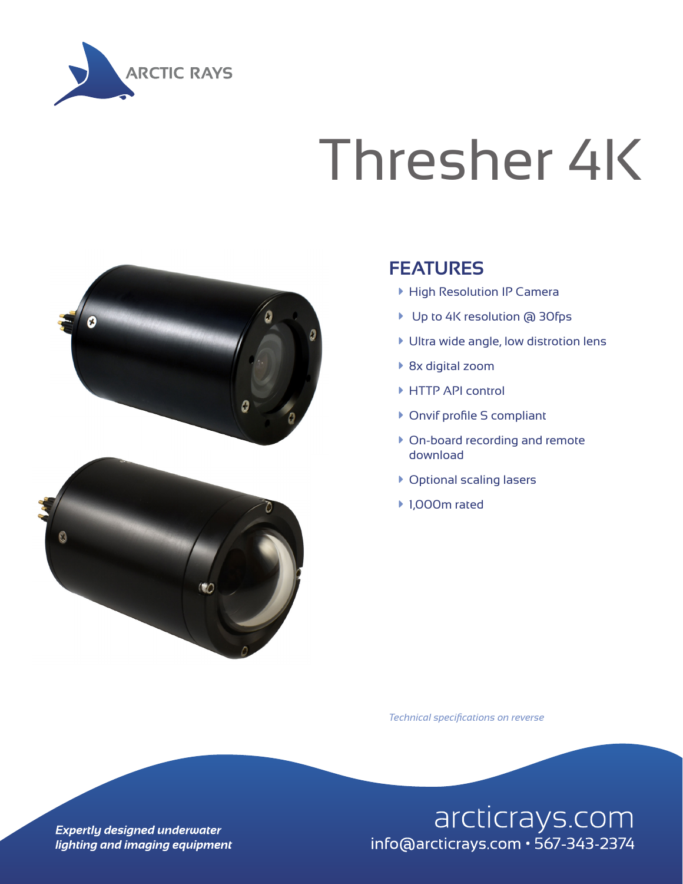ARCTIC RAYS

# Thresher 4K

## FEATURES

- High Resolution IP Camera
- Up to 4K resolution @ 30fps
- Ultra wide angle, low distrotion lens
- 8x digital zoom
- HTTP API control
- Onvif profile S compliant
- On-board recording and remote download
- Optional scaling lasers
- 1,000m rated

*Technical specifications on reverse*

***Expertly designed underwater lighting and imaging equipment***

arcticrays.com
info@arcticrays.com • 567-343-2374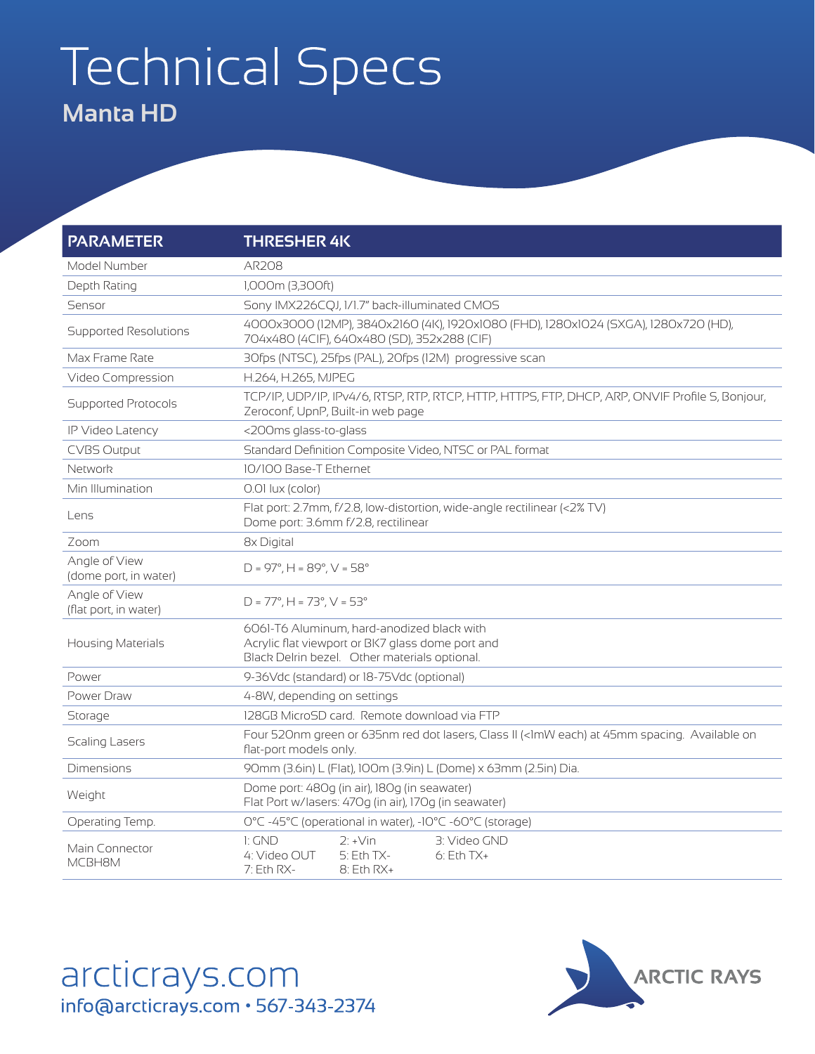# Technical Specs

## Manta HD

| PARAMETER | THRESHER 4K |
|---|---|
| Model Number | AR208 |
| Depth Rating | 1,000m (3,300ft) |
| Sensor | Sony IMX226CQJ, 1/1.7" back-illuminated CMOS |
| Supported Resolutions | 4000x3000 (12MP), 3840x2160 (4K), 1920x1080 (FHD), 1280x1024 (SXGA), 1280x720 (HD), 704x480 (4CIF), 640x480 (SD), 352x288 (CIF) |
| Max Frame Rate | 30fps (NTSC), 25fps (PAL), 20fps (12M) progressive scan |
| Video Compression | H.264, H.265, MJPEG |
| Supported Protocols | TCP/IP, UDP/IP, IPv4/6, RTSP, RTP, RTCP, HTTP, HTTPS, FTP, DHCP, ARP, ONVIF Profile S, Bonjour, Zeroconf, UpnP, Built-in web page |
| IP Video Latency | <200ms glass-to-glass |
| CVBS Output | Standard Definition Composite Video, NTSC or PAL format |
| Network | 10/100 Base-T Ethernet |
| Min Illumination | 0.01 lux (color) |
| Lens | Flat port: 2.7mm, f/2.8, low-distortion, wide-angle rectilinear (<2% TV)<br>Dome port: 3.6mm f/2.8, rectilinear |
| Zoom | 8x Digital |
| Angle of View (dome port, in water) | D = 97°, H = 89°, V = 58° |
| Angle of View (flat port, in water) | D = 77°, H = 73°, V = 53° |
| Housing Materials | 6061-T6 Aluminum, hard-anodized black with Acrylic flat viewport or BK7 glass dome port and Black Delrin bezel. Other materials optional. |
| Power | 9-36Vdc (standard) or 18-75Vdc (optional) |
| Power Draw | 4-8W, depending on settings |
| Storage | 128GB MicroSD card. Remote download via FTP |
| Scaling Lasers | Four 520nm green or 635nm red dot lasers, Class II (<1mW each) at 45mm spacing. Available on flat-port models only. |
| Dimensions | 90mm (3.6in) L (Flat), 100m (3.9in) L (Dome) x 63mm (2.5in) Dia. |
| Weight | Dome port: 480g (in air), 180g (in seawater)<br>Flat Port w/lasers: 470g (in air), 170g (in seawater) |
| Operating Temp. | 0°C -45°C (operational in water), -10°C -60°C (storage) |
| Main Connector MCBH8M | 1: GND 2: +Vin 3: Video GND<br>4: Video OUT 5: Eth TX- 6: Eth TX+<br>7: Eth RX- 8: Eth RX+ |

arcticrays.com
info@arcticrays.com • 567-343-2374

ARCTIC RAYS